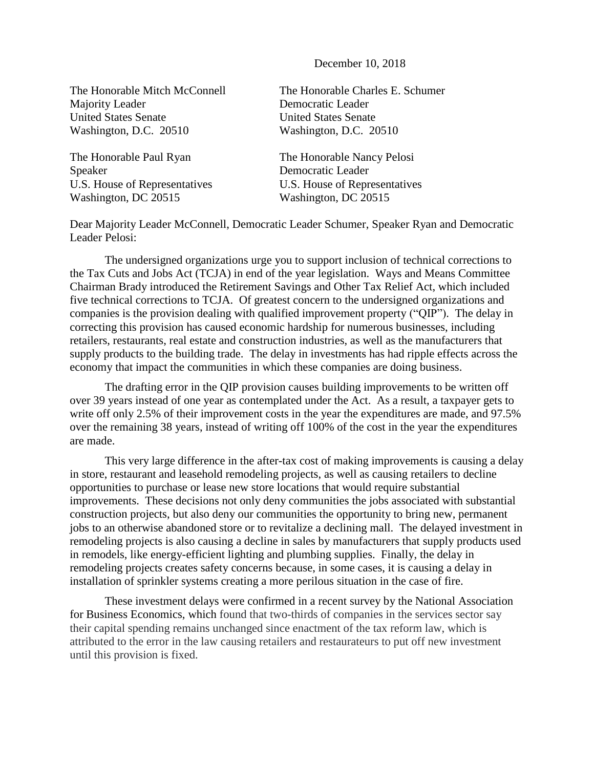December 10, 2018

The Honorable Mitch McConnell
Majority Leader
United States Senate
Washington, D.C. 20510

The Honorable Charles E. Schumer
Democratic Leader
United States Senate
Washington, D.C. 20510

The Honorable Paul Ryan
Speaker
U.S. House of Representatives
Washington, DC 20515

The Honorable Nancy Pelosi
Democratic Leader
U.S. House of Representatives
Washington, DC 20515

Dear Majority Leader McConnell, Democratic Leader Schumer, Speaker Ryan and Democratic Leader Pelosi:

The undersigned organizations urge you to support inclusion of technical corrections to the Tax Cuts and Jobs Act (TCJA) in end of the year legislation. Ways and Means Committee Chairman Brady introduced the Retirement Savings and Other Tax Relief Act, which included five technical corrections to TCJA. Of greatest concern to the undersigned organizations and companies is the provision dealing with qualified improvement property ("QIP"). The delay in correcting this provision has caused economic hardship for numerous businesses, including retailers, restaurants, real estate and construction industries, as well as the manufacturers that supply products to the building trade. The delay in investments has had ripple effects across the economy that impact the communities in which these companies are doing business.

The drafting error in the QIP provision causes building improvements to be written off over 39 years instead of one year as contemplated under the Act. As a result, a taxpayer gets to write off only 2.5% of their improvement costs in the year the expenditures are made, and 97.5% over the remaining 38 years, instead of writing off 100% of the cost in the year the expenditures are made.

This very large difference in the after-tax cost of making improvements is causing a delay in store, restaurant and leasehold remodeling projects, as well as causing retailers to decline opportunities to purchase or lease new store locations that would require substantial improvements. These decisions not only deny communities the jobs associated with substantial construction projects, but also deny our communities the opportunity to bring new, permanent jobs to an otherwise abandoned store or to revitalize a declining mall. The delayed investment in remodeling projects is also causing a decline in sales by manufacturers that supply products used in remodels, like energy-efficient lighting and plumbing supplies. Finally, the delay in remodeling projects creates safety concerns because, in some cases, it is causing a delay in installation of sprinkler systems creating a more perilous situation in the case of fire.

These investment delays were confirmed in a recent survey by the National Association for Business Economics, which found that two-thirds of companies in the services sector say their capital spending remains unchanged since enactment of the tax reform law, which is attributed to the error in the law causing retailers and restaurateurs to put off new investment until this provision is fixed.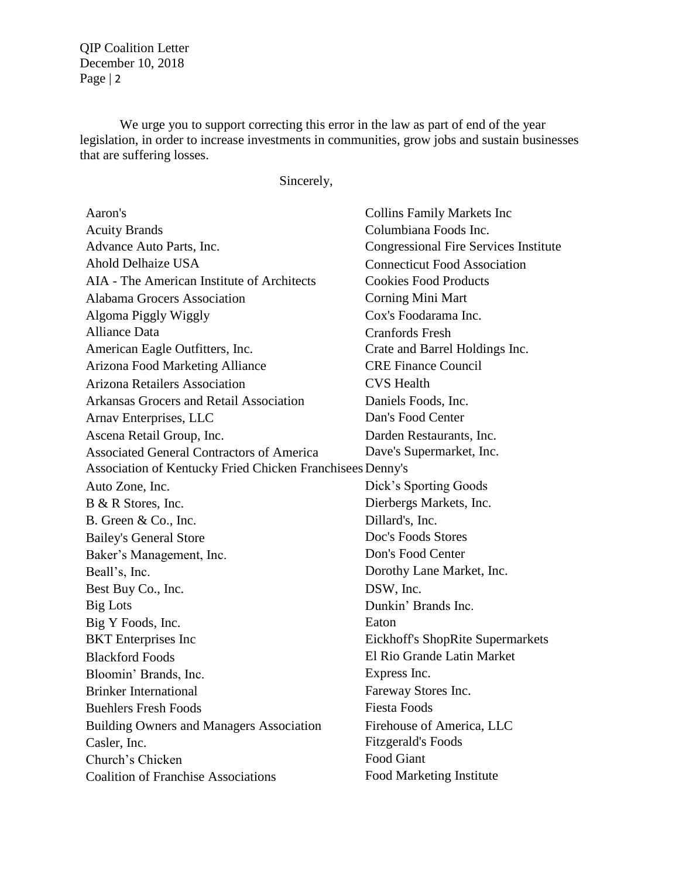We urge you to support correcting this error in the law as part of end of the year legislation, in order to increase investments in communities, grow jobs and sustain businesses that are suffering losses.

Sincerely,

Aaron's
Acuity Brands
Advance Auto Parts, Inc.
Ahold Delhaize USA
AIA - The American Institute of Architects
Alabama Grocers Association
Algoma Piggly Wiggly
Alliance Data
American Eagle Outfitters, Inc.
Arizona Food Marketing Alliance
Arizona Retailers Association
Arkansas Grocers and Retail Association
Arnav Enterprises, LLC
Ascena Retail Group, Inc.
Associated General Contractors of America
Association of Kentucky Fried Chicken Franchisees
Auto Zone, Inc.
B & R Stores, Inc.
B. Green & Co., Inc.
Bailey's General Store
Baker's Management, Inc.
Beall's, Inc.
Best Buy Co., Inc.
Big Lots
Big Y Foods, Inc.
BKT Enterprises Inc
Blackford Foods
Bloomin' Brands, Inc.
Brinker International
Buehlers Fresh Foods
Building Owners and Managers Association
Casler, Inc.
Church's Chicken
Coalition of Franchise Associations
Collins Family Markets Inc
Columbiana Foods Inc.
Congressional Fire Services Institute
Connecticut Food Association
Cookies Food Products
Corning Mini Mart
Cox's Foodarama Inc.
Cranfords Fresh
Crate and Barrel Holdings Inc.
CRE Finance Council
CVS Health
Daniels Foods, Inc.
Dan's Food Center
Darden Restaurants, Inc.
Dave's Supermarket, Inc.
Denny's
Dick's Sporting Goods
Dierbergs Markets, Inc.
Dillard's, Inc.
Doc's Foods Stores
Don's Food Center
Dorothy Lane Market, Inc.
DSW, Inc.
Dunkin' Brands Inc.
Eaton
Eickhoff's ShopRite Supermarkets
El Rio Grande Latin Market
Express Inc.
Fareway Stores Inc.
Fiesta Foods
Firehouse of America, LLC
Fitzgerald's Foods
Food Giant
Food Marketing Institute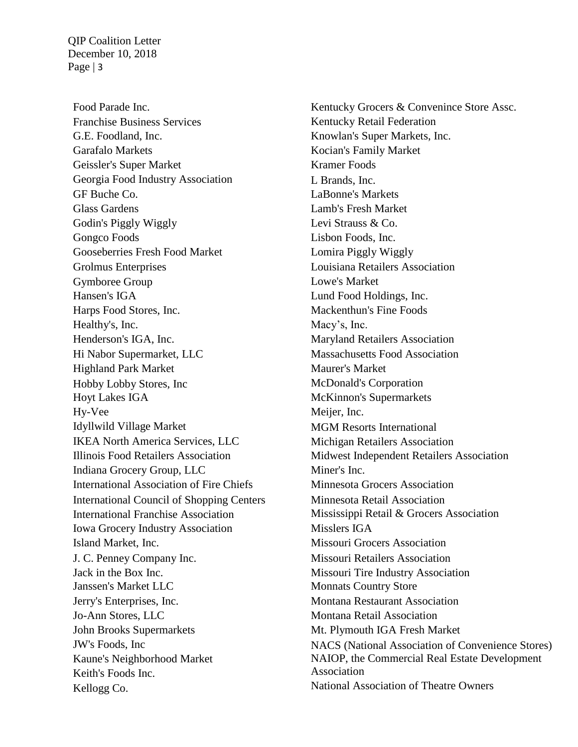Food Parade Inc.
Franchise Business Services
G.E. Foodland, Inc.
Garafalo Markets
Geissler's Super Market
Georgia Food Industry Association
GF Buche Co.
Glass Gardens
Godin's Piggly Wiggly
Gongco Foods
Gooseberries Fresh Food Market
Grolmus Enterprises
Gymboree Group
Hansen's IGA
Harps Food Stores, Inc.
Healthy's, Inc.
Henderson's IGA, Inc.
Hi Nabor Supermarket, LLC
Highland Park Market
Hobby Lobby Stores, Inc
Hoyt Lakes IGA
Hy-Vee
Idyllwild Village Market
IKEA North America Services, LLC
Illinois Food Retailers Association
Indiana Grocery Group, LLC
International Association of Fire Chiefs
International Council of Shopping Centers
International Franchise Association
Iowa Grocery Industry Association
Island Market, Inc.
J. C. Penney Company Inc.
Jack in the Box Inc.
Janssen's Market LLC
Jerry's Enterprises, Inc.
Jo-Ann Stores, LLC
John Brooks Supermarkets
JW's Foods, Inc
Kaune's Neighborhood Market
Keith's Foods Inc.
Kellogg Co.
Kentucky Grocers & Convenince Store Assc.
Kentucky Retail Federation
Knowlan's Super Markets, Inc.
Kocian's Family Market
Kramer Foods
L Brands, Inc.
LaBonne's Markets
Lamb's Fresh Market
Levi Strauss & Co.
Lisbon Foods, Inc.
Lomira Piggly Wiggly
Louisiana Retailers Association
Lowe's Market
Lund Food Holdings, Inc.
Mackenthun's Fine Foods
Macy’s, Inc.
Maryland Retailers Association
Massachusetts Food Association
Maurer's Market
McDonald's Corporation
McKinnon's Supermarkets
Meijer, Inc.
MGM Resorts International
Michigan Retailers Association
Midwest Independent Retailers Association
Miner's Inc.
Minnesota Grocers Association
Minnesota Retail Association
Mississippi Retail & Grocers Association
Misslers IGA
Missouri Grocers Association
Missouri Retailers Association
Missouri Tire Industry Association
Monnats Country Store
Montana Restaurant Association
Montana Retail Association
Mt. Plymouth IGA Fresh Market
NACS (National Association of Convenience Stores)
NAIOP, the Commercial Real Estate Development Association
National Association of Theatre Owners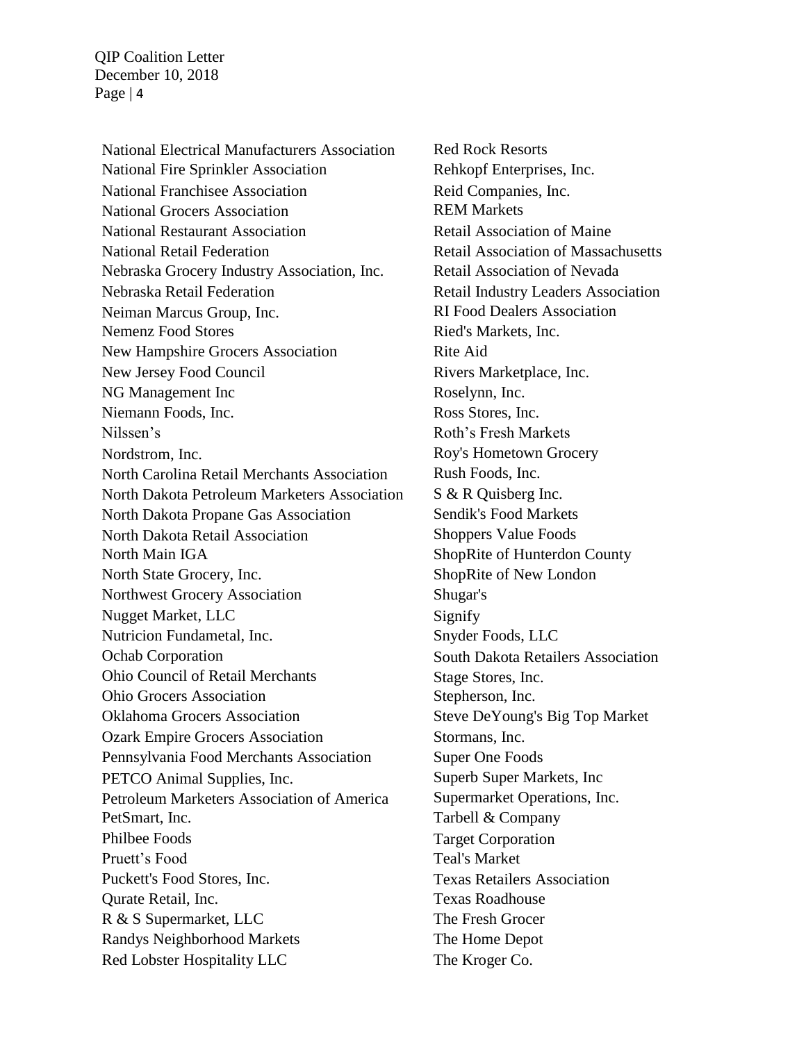National Electrical Manufacturers Association
National Fire Sprinkler Association
National Franchisee Association
National Grocers Association
National Restaurant Association
National Retail Federation
Nebraska Grocery Industry Association, Inc.
Nebraska Retail Federation
Neiman Marcus Group, Inc.
Nemenz Food Stores
New Hampshire Grocers Association
New Jersey Food Council
NG Management Inc
Niemann Foods, Inc.
Nilssen's
Nordstrom, Inc.
North Carolina Retail Merchants Association
North Dakota Petroleum Marketers Association
North Dakota Propane Gas Association
North Dakota Retail Association
North Main IGA
North State Grocery, Inc.
Northwest Grocery Association
Nugget Market, LLC
Nutricion Fundametal, Inc.
Ochab Corporation
Ohio Council of Retail Merchants
Ohio Grocers Association
Oklahoma Grocers Association
Ozark Empire Grocers Association
Pennsylvania Food Merchants Association
PETCO Animal Supplies, Inc.
Petroleum Marketers Association of America
PetSmart, Inc.
Philbee Foods
Pruett's Food
Puckett's Food Stores, Inc.
Qurate Retail, Inc.
R & S Supermarket, LLC
Randys Neighborhood Markets
Red Lobster Hospitality LLC
Red Rock Resorts
Rehkopf Enterprises, Inc.
Reid Companies, Inc.
REM Markets
Retail Association of Maine
Retail Association of Massachusetts
Retail Association of Nevada
Retail Industry Leaders Association
RI Food Dealers Association
Ried's Markets, Inc.
Rite Aid
Rivers Marketplace, Inc.
Roselynn, Inc.
Ross Stores, Inc.
Roth's Fresh Markets
Roy's Hometown Grocery
Rush Foods, Inc.
S & R Quisberg Inc.
Sendik's Food Markets
Shoppers Value Foods
ShopRite of Hunterdon County
ShopRite of New London
Shugar's
Signify
Snyder Foods, LLC
South Dakota Retailers Association
Stage Stores, Inc.
Stepherson, Inc.
Steve DeYoung's Big Top Market
Stormans, Inc.
Super One Foods
Superb Super Markets, Inc
Supermarket Operations, Inc.
Tarbell & Company
Target Corporation
Teal's Market
Texas Retailers Association
Texas Roadhouse
The Fresh Grocer
The Home Depot
The Kroger Co.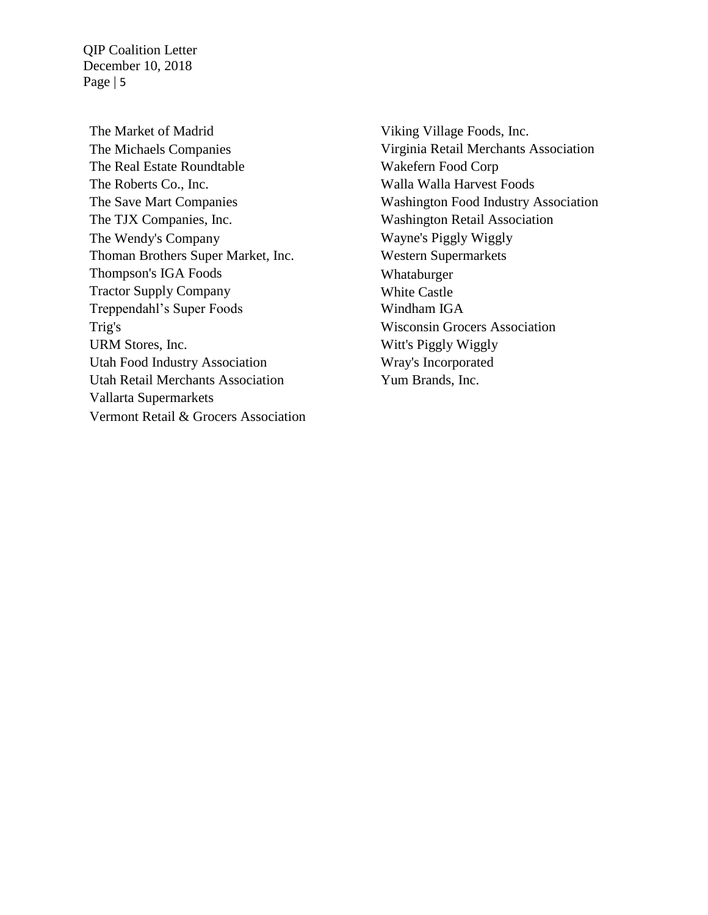The Market of Madrid
The Michaels Companies
The Real Estate Roundtable
The Roberts Co., Inc.
The Save Mart Companies
The TJX Companies, Inc.
The Wendy's Company
Thoman Brothers Super Market, Inc.
Thompson's IGA Foods
Tractor Supply Company
Treppendahl's Super Foods
Trig's
URM Stores, Inc.
Utah Food Industry Association
Utah Retail Merchants Association
Vallarta Supermarkets
Vermont Retail & Grocers Association
Viking Village Foods, Inc.
Virginia Retail Merchants Association
Wakefern Food Corp
Walla Walla Harvest Foods
Washington Food Industry Association
Washington Retail Association
Wayne's Piggly Wiggly
Western Supermarkets
Whataburger
White Castle
Windham IGA
Wisconsin Grocers Association
Witt's Piggly Wiggly
Wray's Incorporated
Yum Brands, Inc.